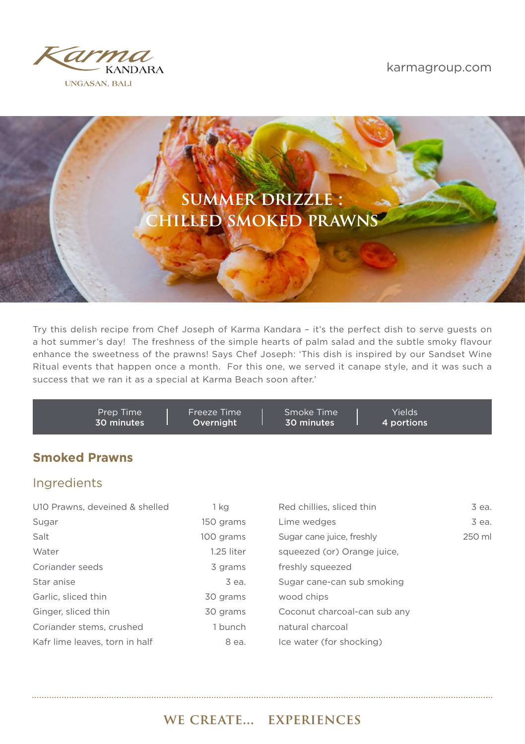Karma KANDARA
UNGASAN, BALI

karmagroup.com

# SUMMER DRIZZLE : CHILLED SMOKED PRAWNS

Try this delish recipe from Chef Joseph of Karma Kandara – it's the perfect dish to serve guests on a hot summer's day! The freshness of the simple hearts of palm salad and the subtle smoky flavour enhance the sweetness of the prawns! Says Chef Joseph: 'This dish is inspired by our Sandset Wine Ritual events that happen once a month. For this one, we served it canape style, and it was such a success that we ran it as a special at Karma Beach soon after.'

| Prep Time | Freeze Time | Smoke Time | Yields |
|---|---|---|---|
| **30 minutes** | **Overnight** | **30 minutes** | **4 portions** |

## Smoked Prawns

### Ingredients

| Ingredient | Quantity |
|---|---|
| U10 Prawns, deveined & shelled | 1 kg |
| Sugar | 150 grams |
| Salt | 100 grams |
| Water | 1.25 liter |
| Coriander seeds | 3 grams |
| Star anise | 3 ea. |
| Garlic, sliced thin | 30 grams |
| Ginger, sliced thin | 30 grams |
| Coriander stems, crushed | 1 bunch |
| Kafr lime leaves, torn in half | 8 ea. |
| Red chillies, sliced thin | 3 ea. |
| Lime wedges | 3 ea. |
| Sugar cane juice, freshly squeezed (or) Orange juice, freshly squeezed | 250 ml |
| Sugar cane-can sub smoking wood chips | |
| Coconut charcoal-can sub any natural charcoal | |
| Ice water (for shocking) | |

WE CREATE... EXPERIENCES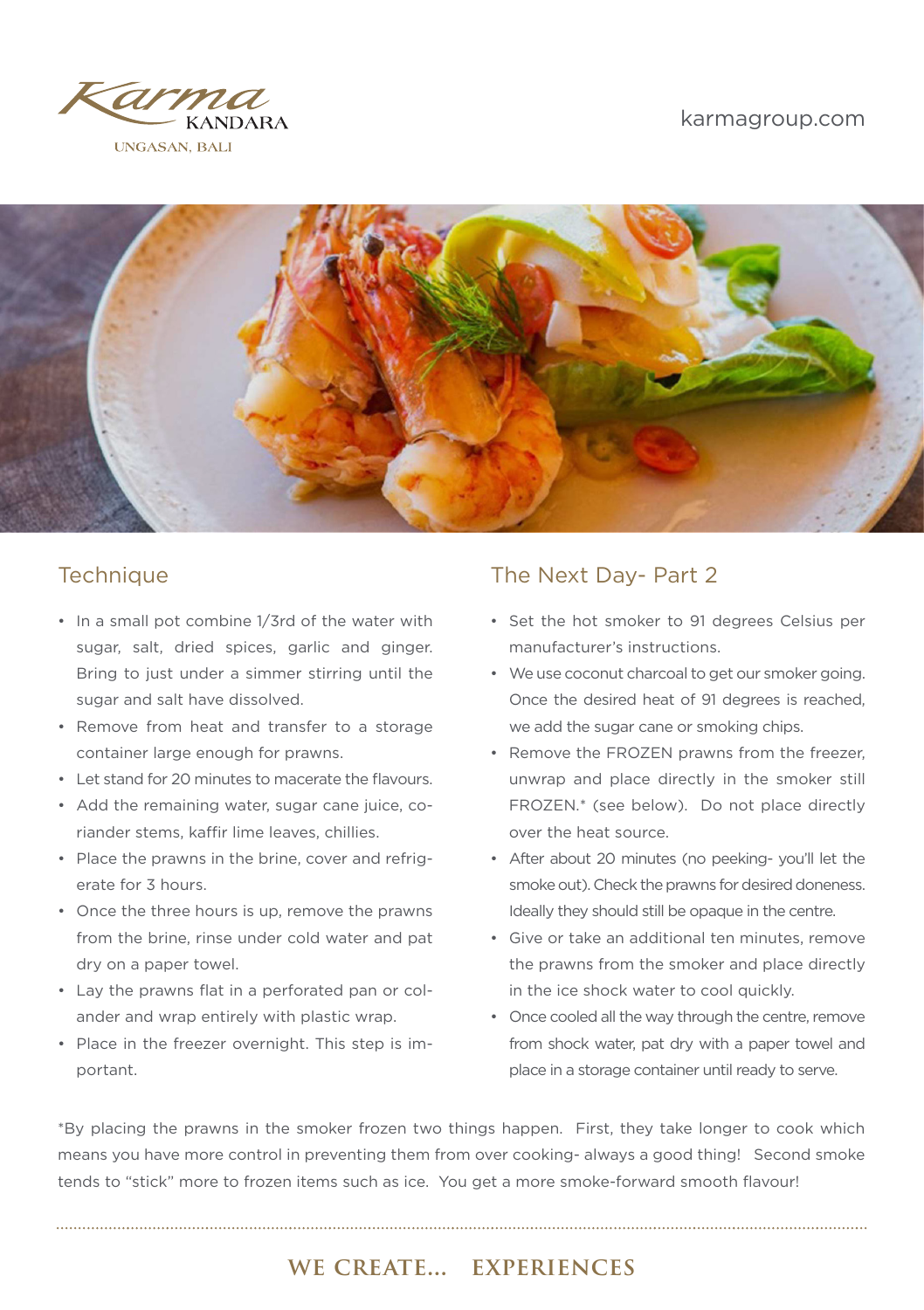## Technique

- In a small pot combine 1/3rd of the water with sugar, salt, dried spices, garlic and ginger. Bring to just under a simmer stirring until the sugar and salt have dissolved.
- Remove from heat and transfer to a storage container large enough for prawns.
- Let stand for 20 minutes to macerate the flavours.
- Add the remaining water, sugar cane juice, coriander stems, kaffir lime leaves, chillies.
- Place the prawns in the brine, cover and refrigerate for 3 hours.
- Once the three hours is up, remove the prawns from the brine, rinse under cold water and pat dry on a paper towel.
- Lay the prawns flat in a perforated pan or colander and wrap entirely with plastic wrap.
- Place in the freezer overnight. This step is important.

## The Next Day- Part 2

- Set the hot smoker to 91 degrees Celsius per manufacturer's instructions.
- We use coconut charcoal to get our smoker going. Once the desired heat of 91 degrees is reached, we add the sugar cane or smoking chips.
- Remove the FROZEN prawns from the freezer, unwrap and place directly in the smoker still FROZEN.* (see below). Do not place directly over the heat source.
- After about 20 minutes (no peeking- you'll let the smoke out). Check the prawns for desired doneness. Ideally they should still be opaque in the centre.
- Give or take an additional ten minutes, remove the prawns from the smoker and place directly in the ice shock water to cool quickly.
- Once cooled all the way through the centre, remove from shock water, pat dry with a paper towel and place in a storage container until ready to serve.

*By placing the prawns in the smoker frozen two things happen. First, they take longer to cook which means you have more control in preventing them from over cooking- always a good thing! Second smoke tends to "stick" more to frozen items such as ice. You get a more smoke-forward smooth flavour!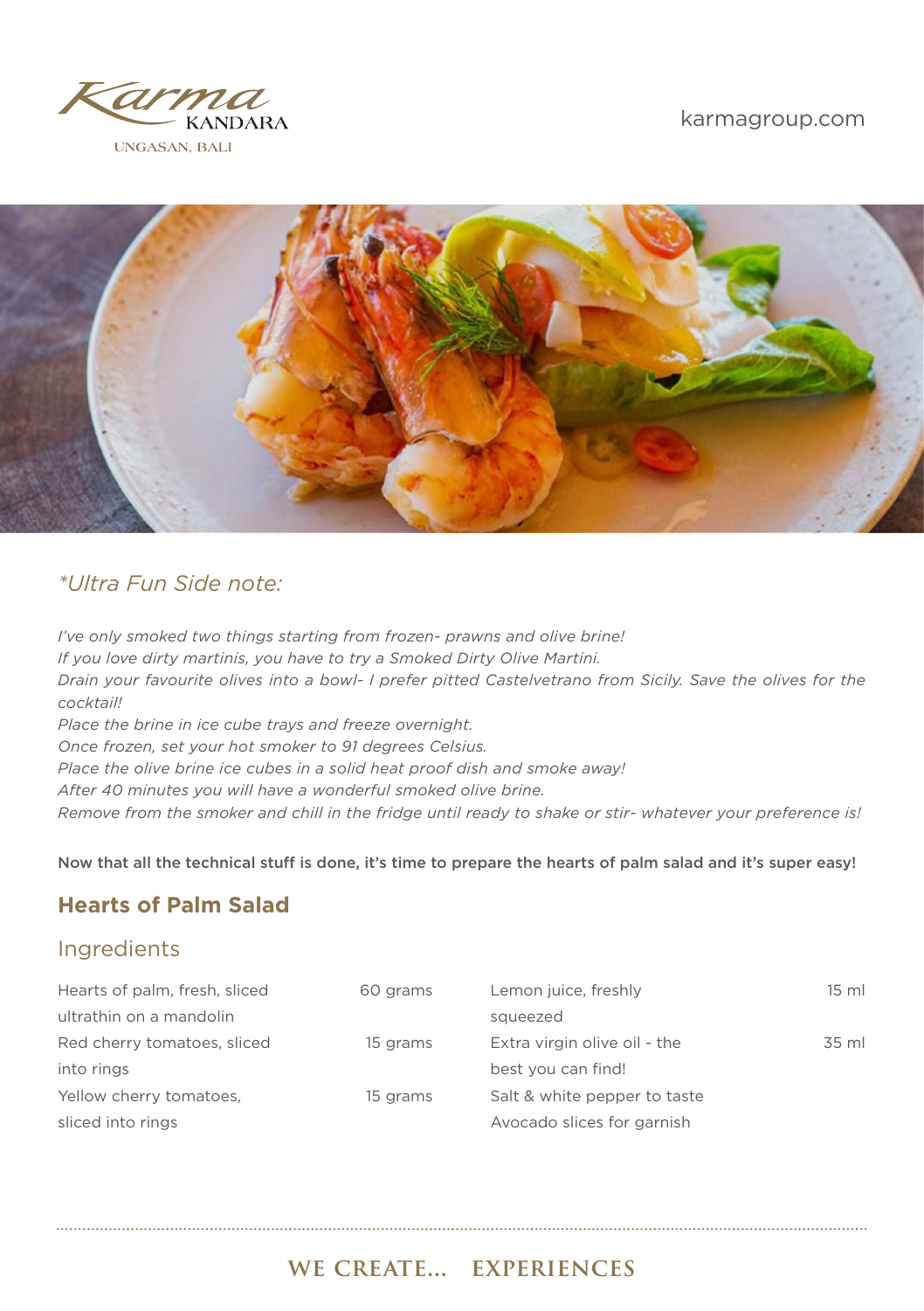*\*Ultra Fun Side note:*

*I've only smoked two things starting from frozen- prawns and olive brine!*
*If you love dirty martinis, you have to try a Smoked Dirty Olive Martini.*
*Drain your favourite olives into a bowl- I prefer pitted Castelvetrano from Sicily. Save the olives for the cocktail!*
*Place the brine in ice cube trays and freeze overnight.*
*Once frozen, set your hot smoker to 91 degrees Celsius.*
*Place the olive brine ice cubes in a solid heat proof dish and smoke away!*
*After 40 minutes you will have a wonderful smoked olive brine.*
*Remove from the smoker and chill in the fridge until ready to shake or stir- whatever your preference is!*

**Now that all the technical stuff is done, it's time to prepare the hearts of palm salad and it's super easy!**

## Hearts of Palm Salad

### Ingredients

| Ingredient | Quantity |
|---|---|
| Hearts of palm, fresh, sliced ultrathin on a mandolin | 60 grams |
| Red cherry tomatoes, sliced into rings | 15 grams |
| Yellow cherry tomatoes, sliced into rings | 15 grams |
| Lemon juice, freshly squeezed | 15 ml |
| Extra virgin olive oil - the best you can find! | 35 ml |
| Salt & white pepper to taste | |
| Avocado slices for garnish | |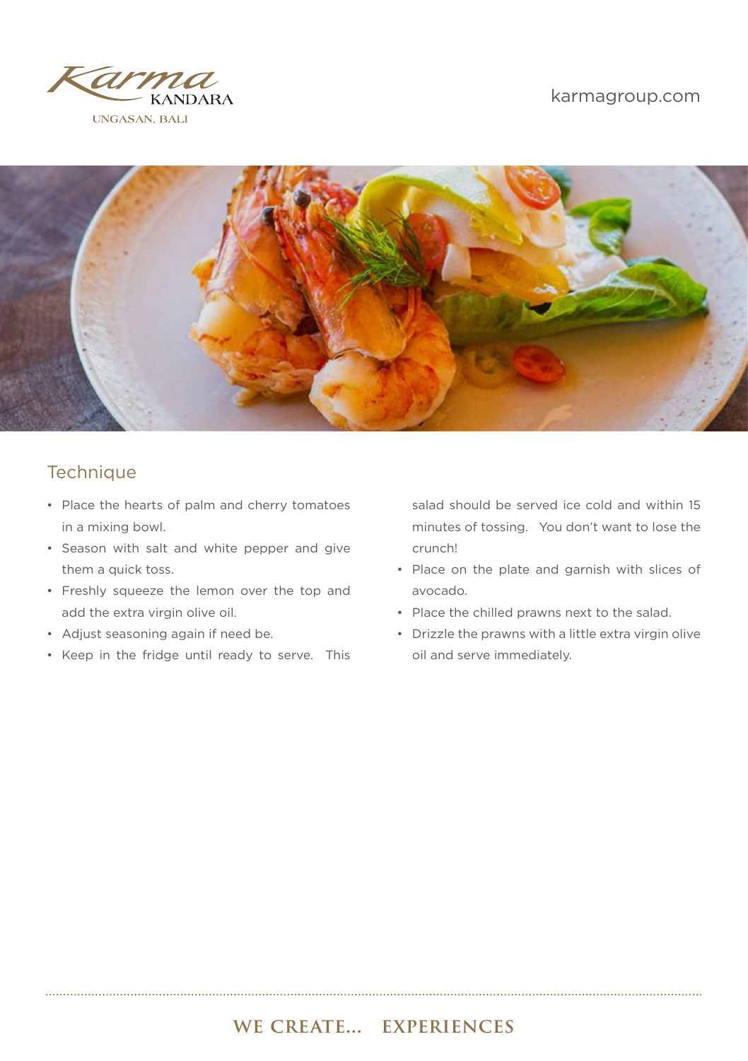## Technique

- Place the hearts of palm and cherry tomatoes in a mixing bowl.
- Season with salt and white pepper and give them a quick toss.
- Freshly squeeze the lemon over the top and add the extra virgin olive oil.
- Adjust seasoning again if need be.
- Keep in the fridge until ready to serve. This salad should be served ice cold and within 15 minutes of tossing. You don't want to lose the crunch!
- Place on the plate and garnish with slices of avocado.
- Place the chilled prawns next to the salad.
- Drizzle the prawns with a little extra virgin olive oil and serve immediately.